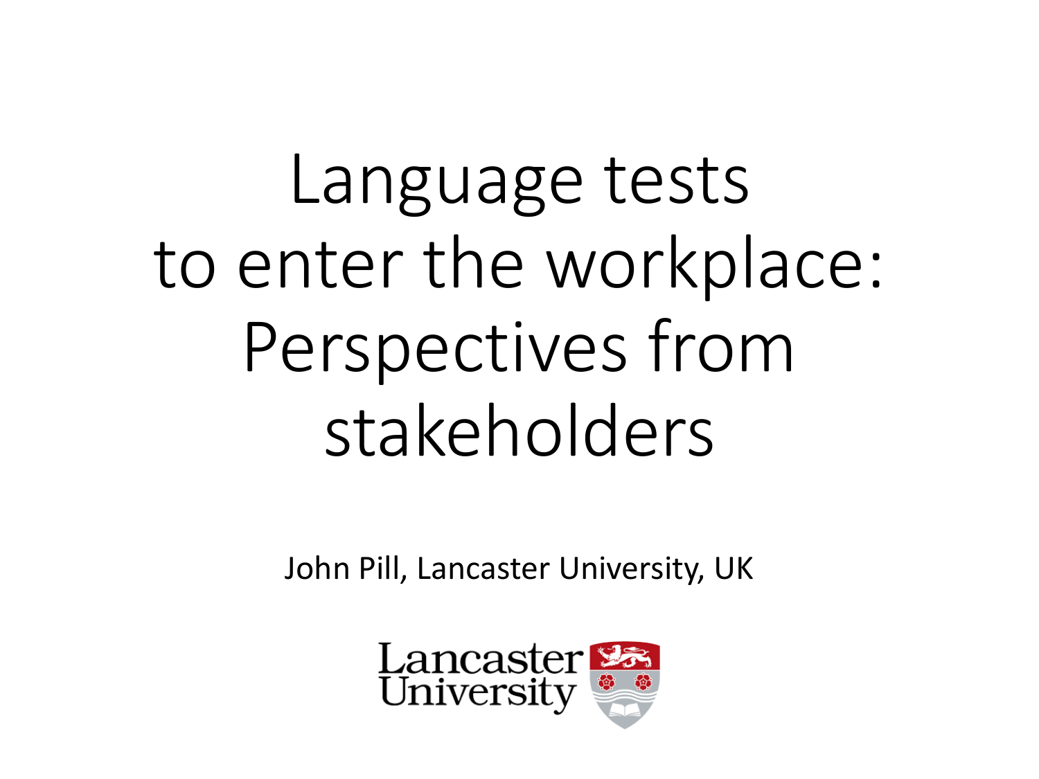# Language tests to enter the workplace: Perspectives from stakeholders

John Pill, Lancaster University, UK

Lancaster University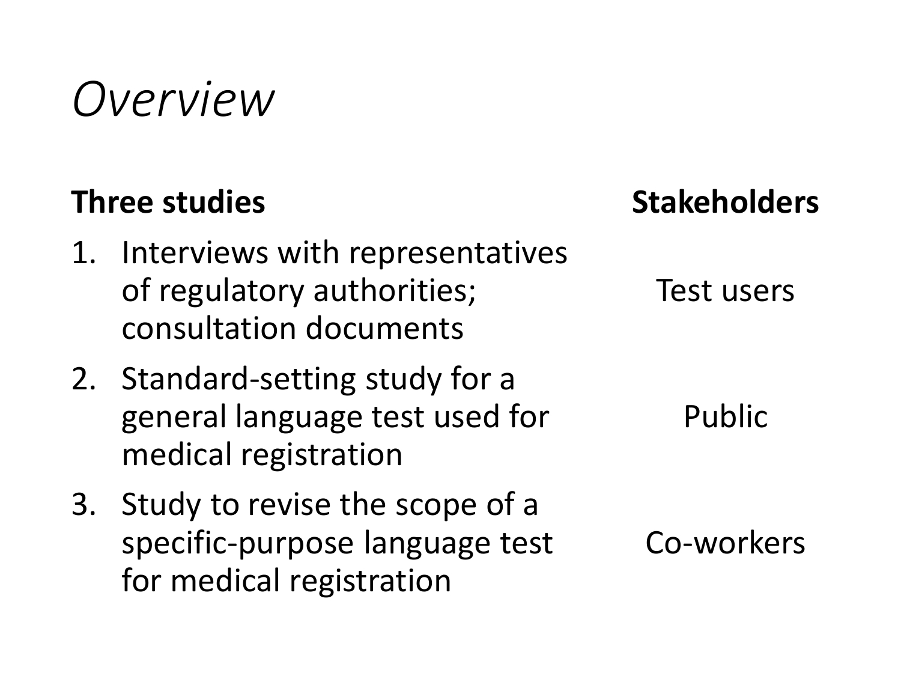# *Overview*

| Three studies | Stakeholders |
| --- | --- |
| 1. Interviews with representatives of regulatory authorities; consultation documents | Test users |
| 2. Standard-setting study for a general language test used for medical registration | Public |
| 3. Study to revise the scope of a specific-purpose language test for medical registration | Co-workers |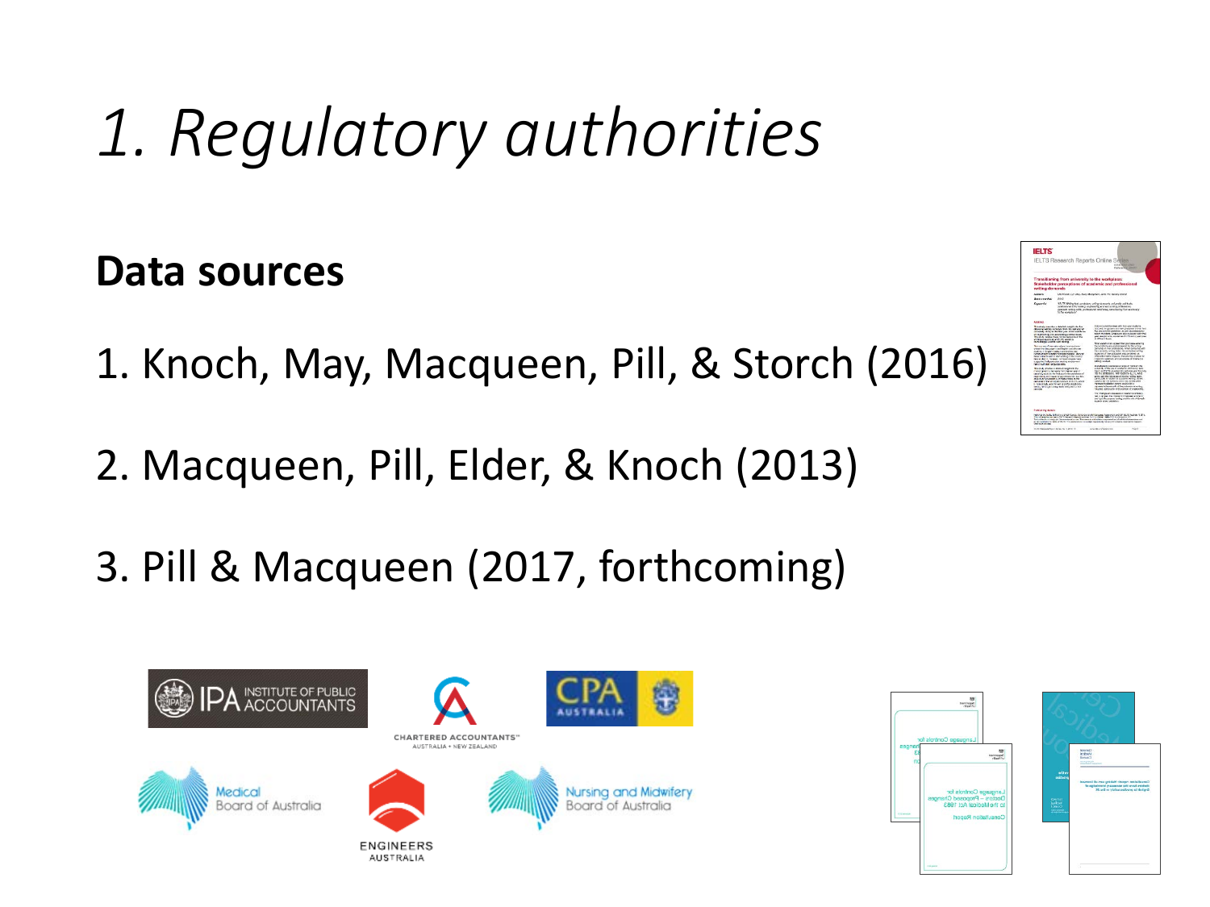# *1. Regulatory authorities*

**Data sources**

1. Knoch, May, Macqueen, Pill, & Storch (2016)

2. Macqueen, Pill, Elder, & Knoch (2013)

3. Pill & Macqueen (2017, forthcoming)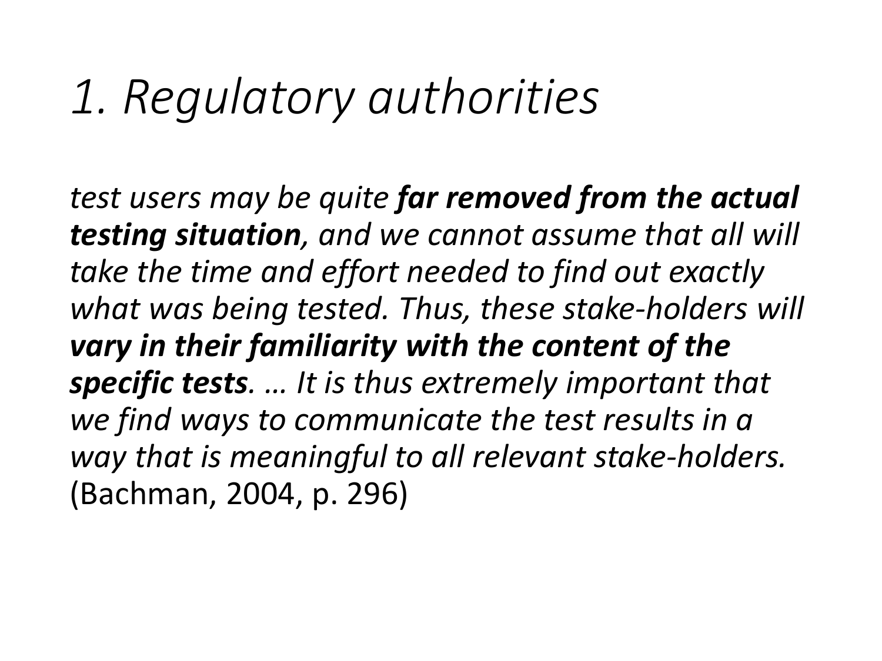# *1. Regulatory authorities*

*test users may be quite **far removed from the actual testing situation**, and we cannot assume that all will take the time and effort needed to find out exactly what was being tested. Thus, these stake-holders will **vary in their familiarity with the content of the specific tests**. … It is thus extremely important that we find ways to communicate the test results in a way that is meaningful to all relevant stake-holders.* (Bachman, 2004, p. 296)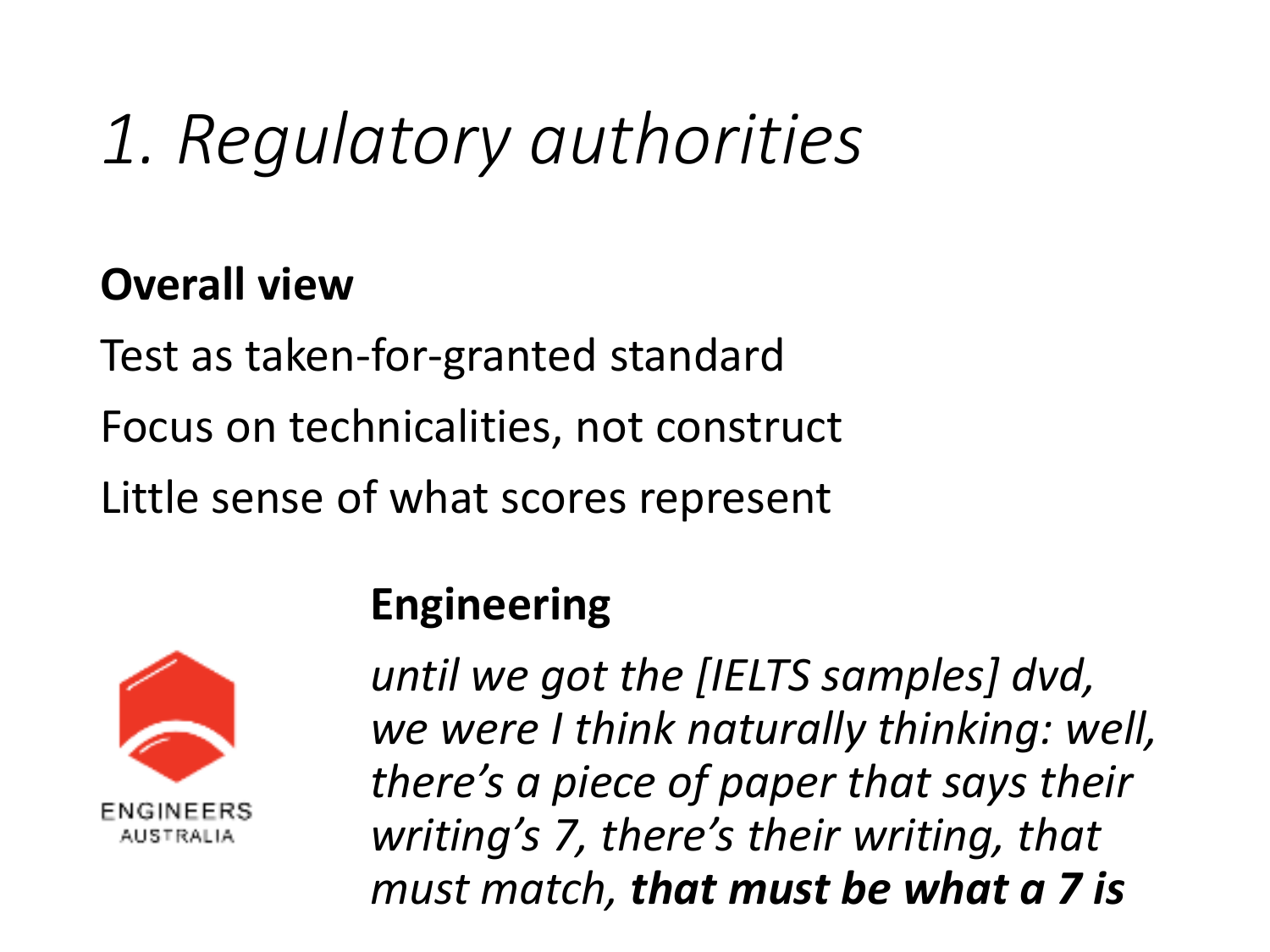# *1. Regulatory authorities*

**Overall view**

Test as taken-for-granted standard

Focus on technicalities, not construct

Little sense of what scores represent

ENGINEERS AUSTRALIA

**Engineering**

*until we got the [IELTS samples] dvd, we were I think naturally thinking: well, there's a piece of paper that says their writing's 7, there's their writing, that must match,* ***that must be what a 7 is***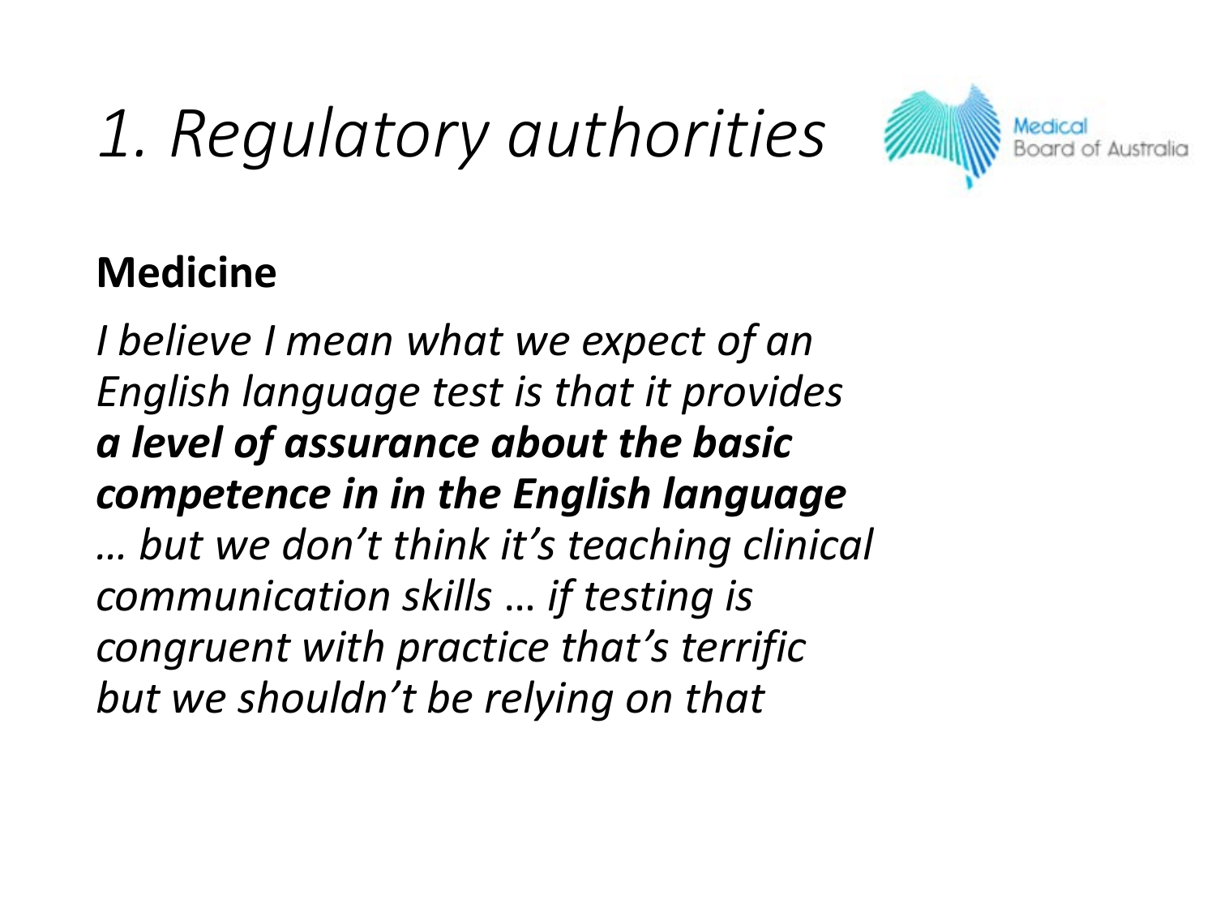# *1. Regulatory authorities*

Medical Board of Australia

**Medicine**

*I believe I mean what we expect of an English language test is that it provides* ***a level of assurance about the basic competence in in the English language*** *… but we don't think it's teaching clinical communication skills … if testing is congruent with practice that's terrific but we shouldn't be relying on that*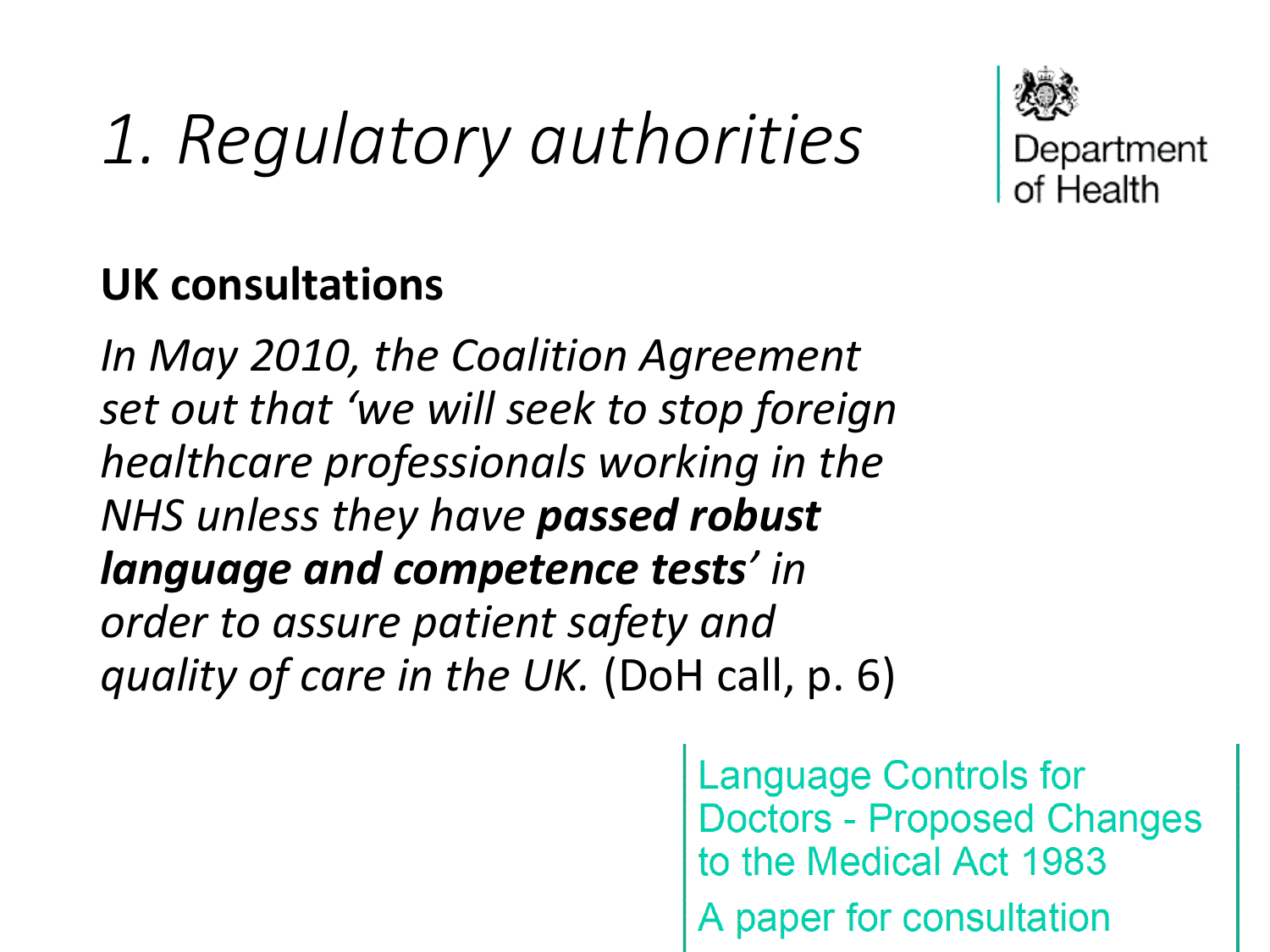# *1. Regulatory authorities*

Department of Health

**UK consultations**

*In May 2010, the Coalition Agreement set out that 'we will seek to stop foreign healthcare professionals working in the NHS unless they have **passed robust language and competence tests**' in order to assure patient safety and quality of care in the UK.* (DoH call, p. 6)

Language Controls for Doctors - Proposed Changes to the Medical Act 1983

A paper for consultation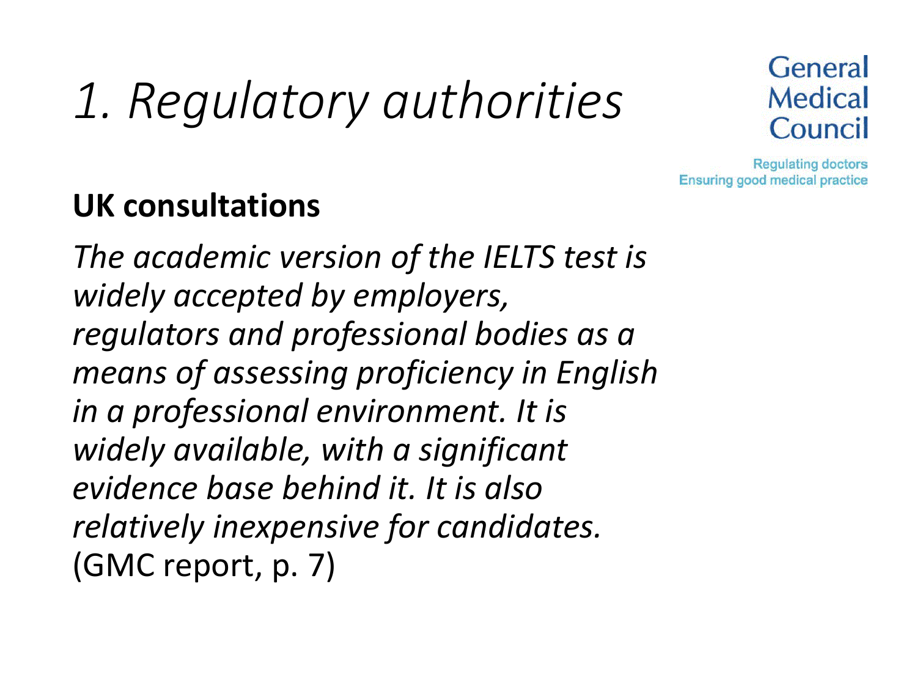# *1. Regulatory authorities*

General Medical Council

Regulating doctors
Ensuring good medical practice

**UK consultations**

*The academic version of the IELTS test is widely accepted by employers, regulators and professional bodies as a means of assessing proficiency in English in a professional environment. It is widely available, with a significant evidence base behind it. It is also relatively inexpensive for candidates.* (GMC report, p. 7)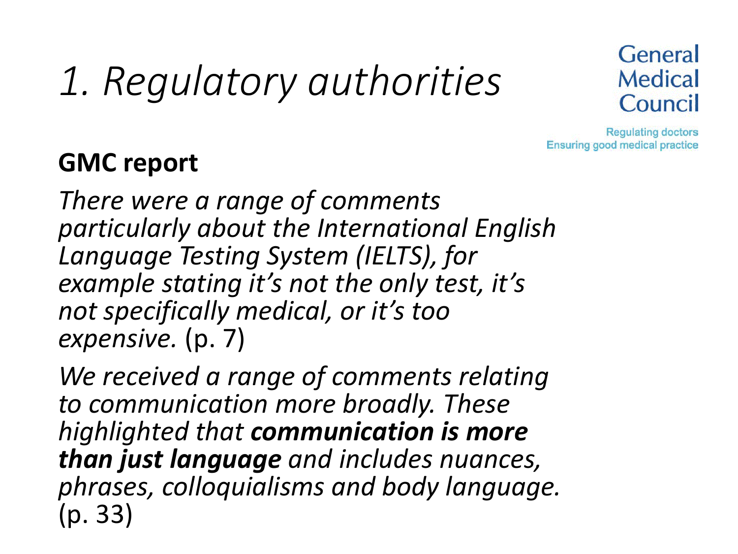# *1. Regulatory authorities*

General Medical Council

Regulating doctors
Ensuring good medical practice

**GMC report**

*There were a range of comments particularly about the International English Language Testing System (IELTS), for example stating it's not the only test, it's not specifically medical, or it's too expensive.* (p. 7)

*We received a range of comments relating to communication more broadly. These highlighted that **communication is more than just language** and includes nuances, phrases, colloquialisms and body language.* (p. 33)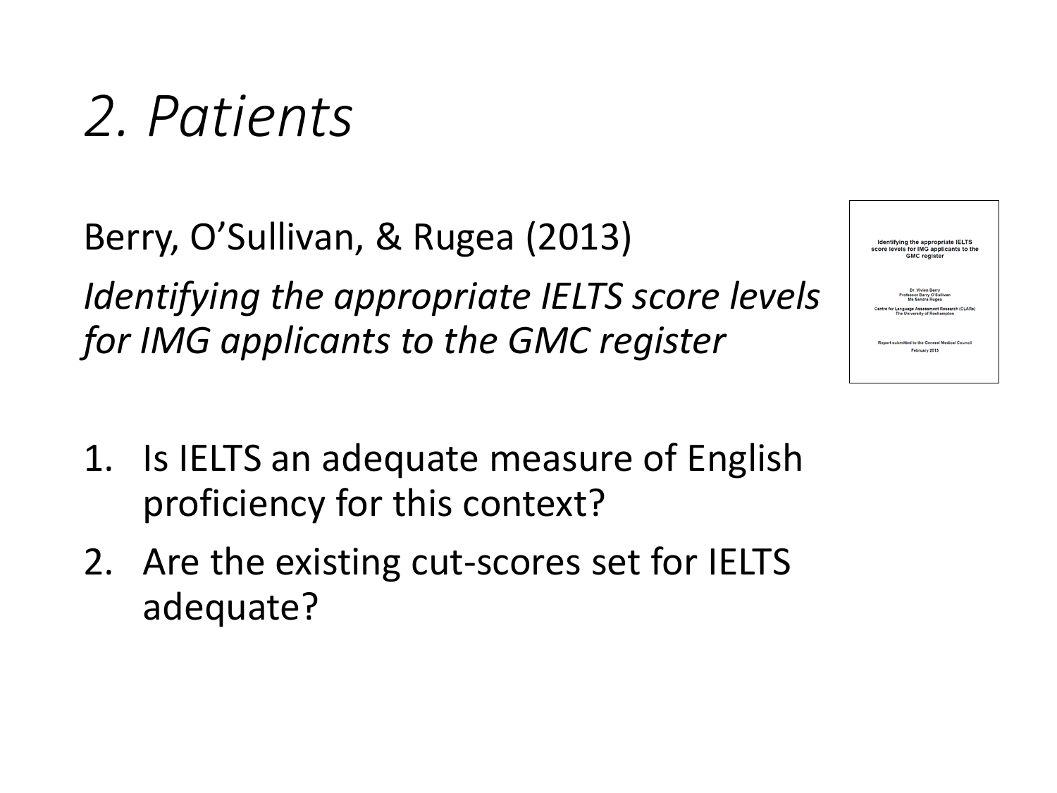# *2. Patients*

Berry, O'Sullivan, & Rugea (2013)

*Identifying the appropriate IELTS score levels for IMG applicants to the GMC register*

**Identifying the appropriate IELTS score levels for IMG applicants to the GMC register**

Dr. Vivien Berry
Professor Barry O'Sullivan
Ms Sandra Rugea

Centre for Language Assessment Research (CLARe)
The University of Roehampton

Report submitted to the General Medical Council
February 2013

1. Is IELTS an adequate measure of English proficiency for this context?
2. Are the existing cut-scores set for IELTS adequate?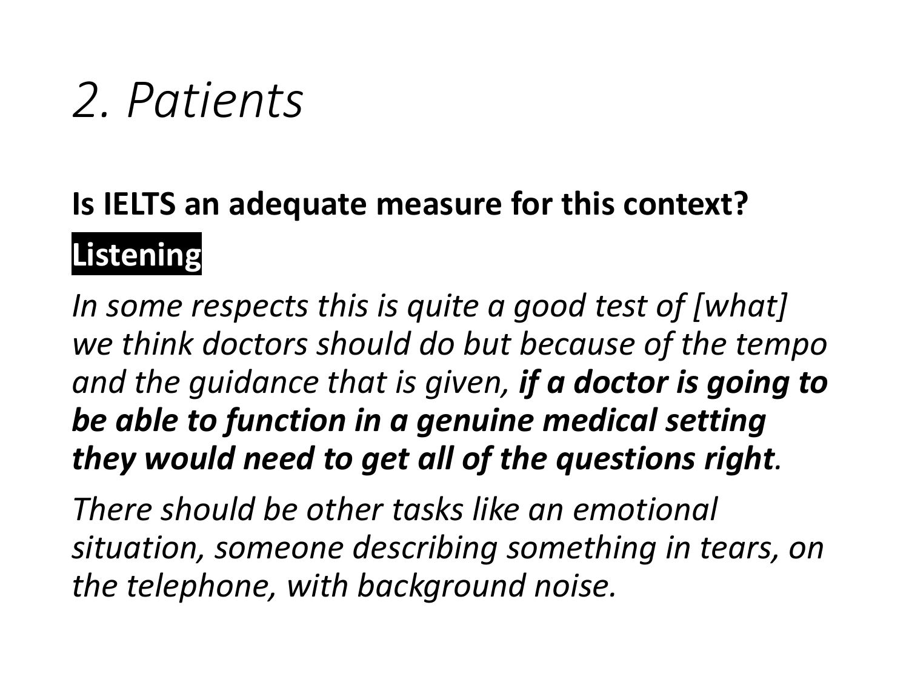# *2. Patients*

**Is IELTS an adequate measure for this context?**

**Listening**

*In some respects this is quite a good test of [what] we think doctors should do but because of the tempo and the guidance that is given, **if a doctor is going to be able to function in a genuine medical setting they would need to get all of the questions right**.*

*There should be other tasks like an emotional situation, someone describing something in tears, on the telephone, with background noise.*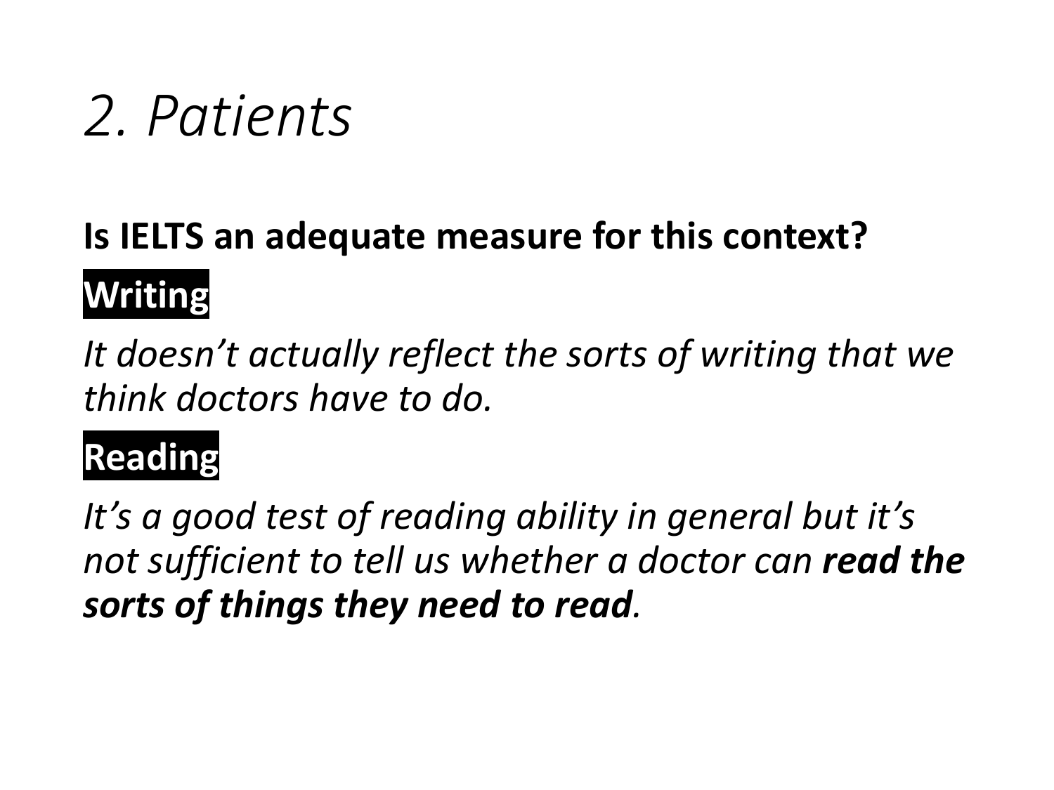# *2. Patients*

**Is IELTS an adequate measure for this context?**

**Writing**

*It doesn't actually reflect the sorts of writing that we think doctors have to do.*

**Reading**

*It's a good test of reading ability in general but it's not sufficient to tell us whether a doctor can **read the sorts of things they need to read**.*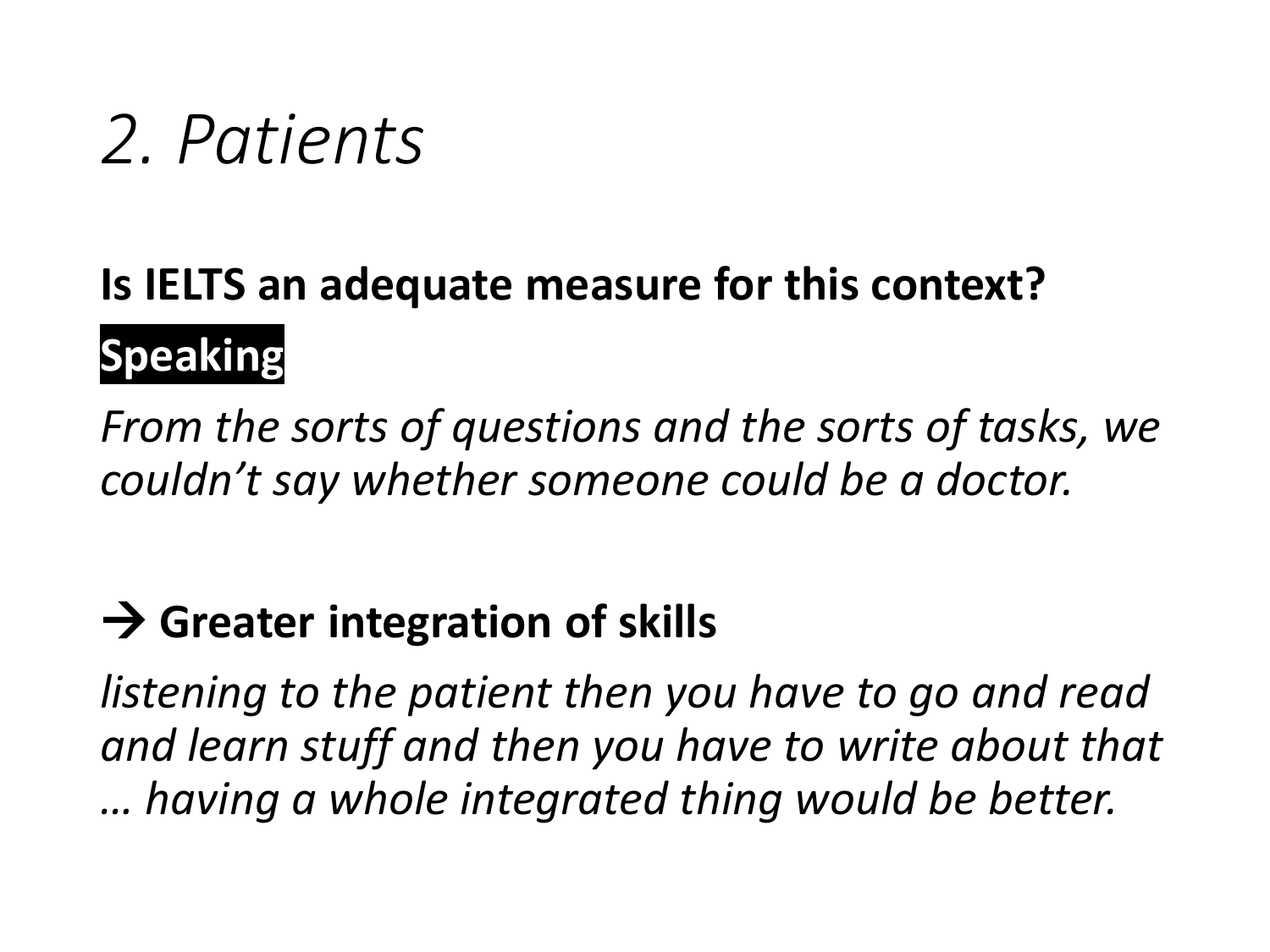# *2. Patients*

**Is IELTS an adequate measure for this context?**

**Speaking**

*From the sorts of questions and the sorts of tasks, we couldn't say whether someone could be a doctor.*

**→ Greater integration of skills**

*listening to the patient then you have to go and read and learn stuff and then you have to write about that … having a whole integrated thing would be better.*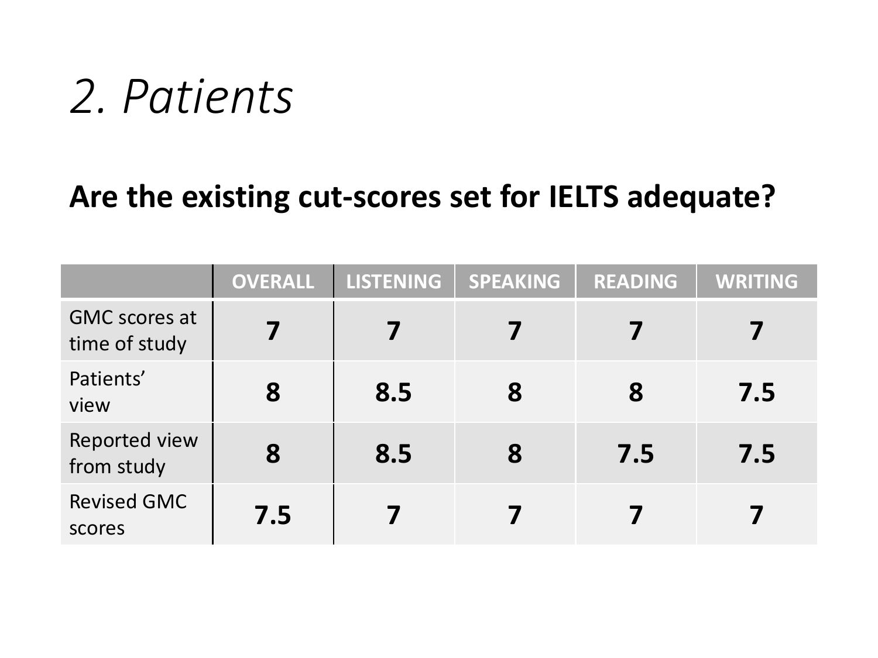# *2. Patients*

## Are the existing cut-scores set for IELTS adequate?

| | OVERALL | LISTENING | SPEAKING | READING | WRITING |
|---|---|---|---|---|---|
| GMC scores at time of study | **7** | **7** | **7** | **7** | **7** |
| Patients' view | **8** | **8.5** | **8** | **8** | **7.5** |
| Reported view from study | **8** | **8.5** | **8** | **7.5** | **7.5** |
| Revised GMC scores | **7.5** | **7** | **7** | **7** | **7** |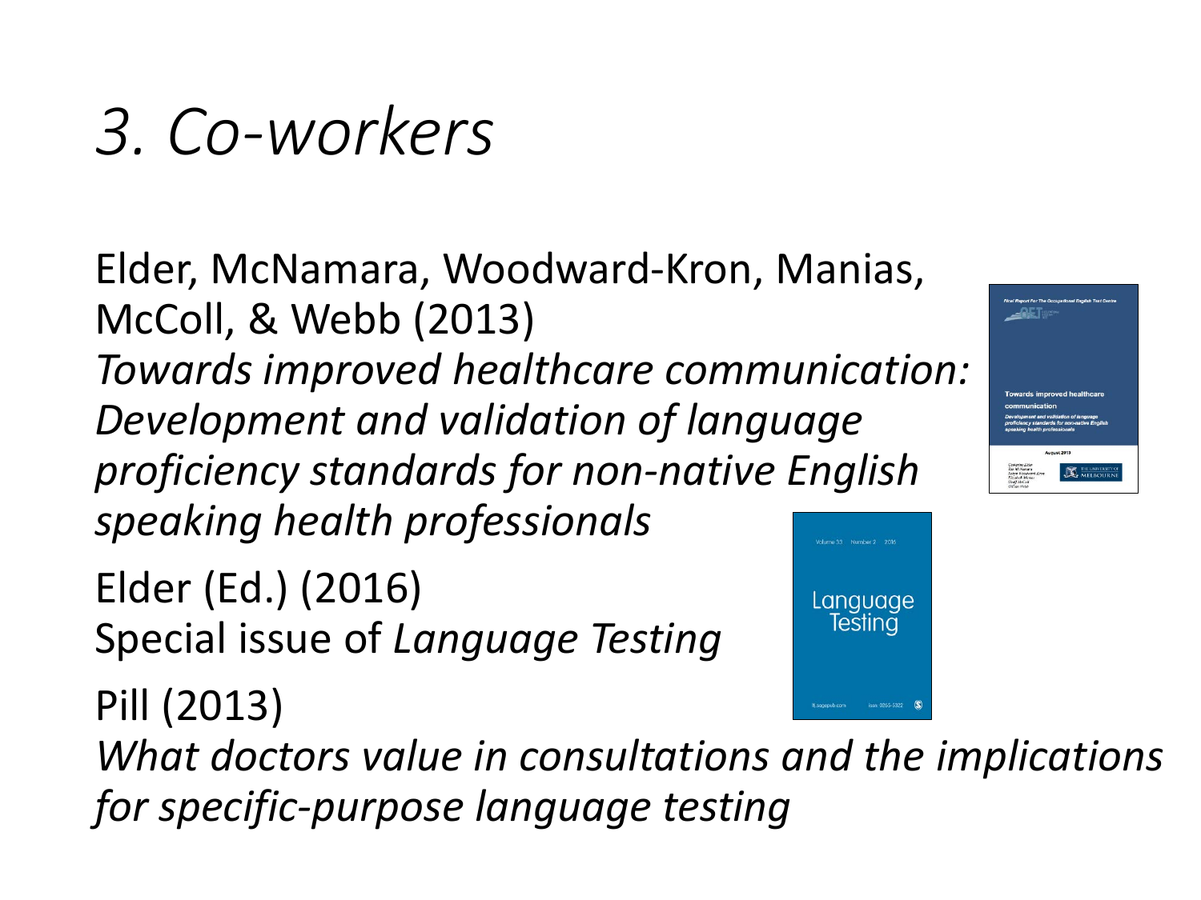# *3. Co-workers*

Elder, McNamara, Woodward-Kron, Manias, McColl, & Webb (2013)
*Towards improved healthcare communication: Development and validation of language proficiency standards for non-native English speaking health professionals*

Elder (Ed.) (2016)
Special issue of *Language Testing*

Pill (2013)
*What doctors value in consultations and the implications for specific-purpose language testing*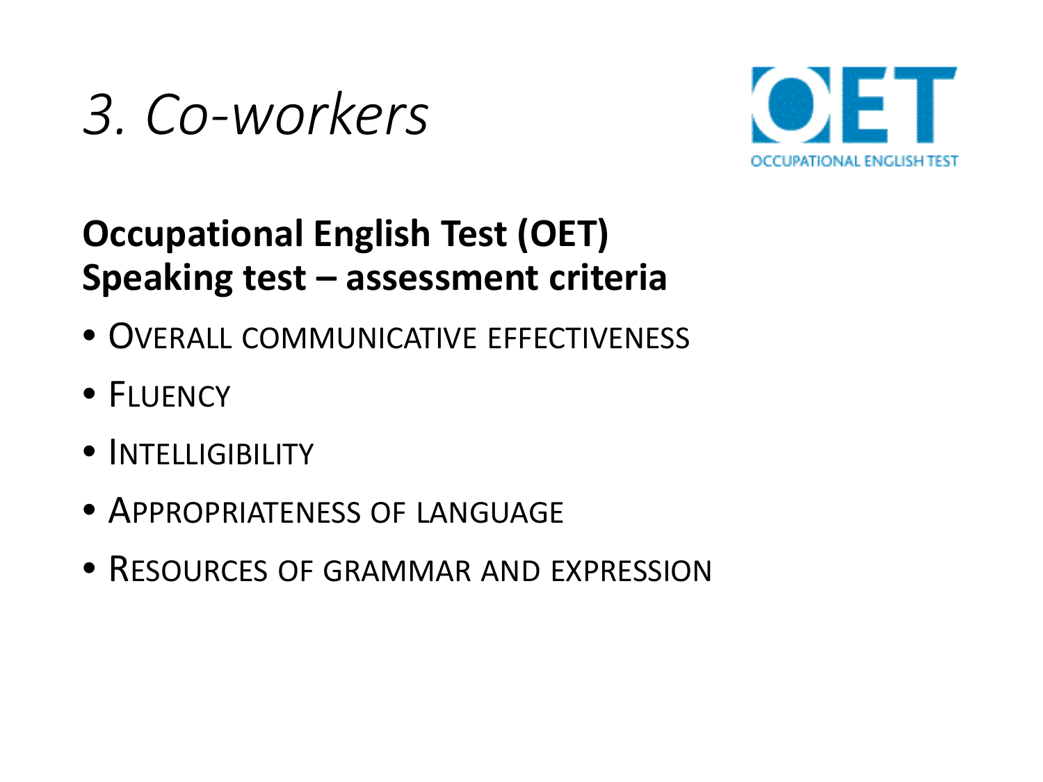# *3. Co-workers*

OET
OCCUPATIONAL ENGLISH TEST

**Occupational English Test (OET)**
**Speaking test – assessment criteria**

- OVERALL COMMUNICATIVE EFFECTIVENESS
- FLUENCY
- INTELLIGIBILITY
- APPROPRIATENESS OF LANGUAGE
- RESOURCES OF GRAMMAR AND EXPRESSION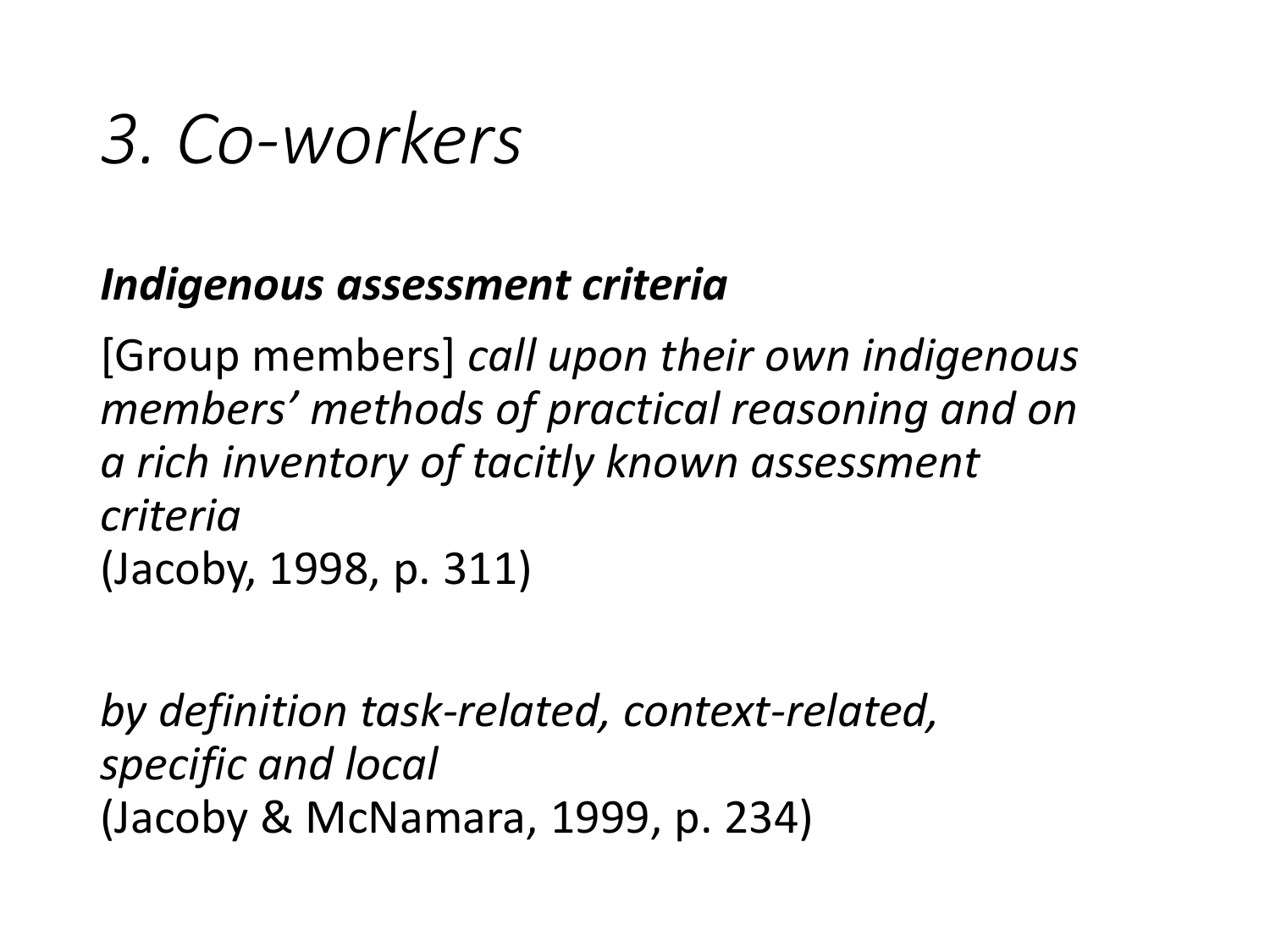# *3. Co-workers*

***Indigenous assessment criteria***

[Group members] *call upon their own indigenous members' methods of practical reasoning and on a rich inventory of tacitly known assessment criteria*
(Jacoby, 1998, p. 311)

*by definition task-related, context-related, specific and local*
(Jacoby & McNamara, 1999, p. 234)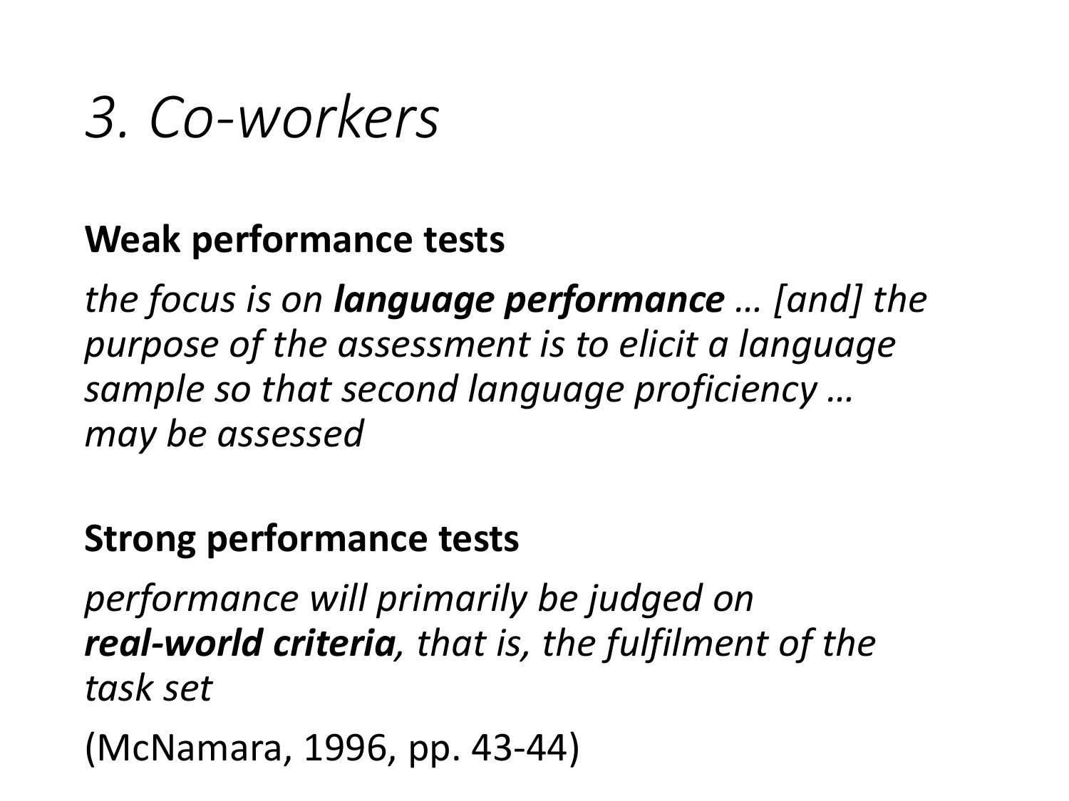# *3. Co-workers*

**Weak performance tests**

*the focus is on **language performance** … [and] the purpose of the assessment is to elicit a language sample so that second language proficiency … may be assessed*

**Strong performance tests**

*performance will primarily be judged on **real-world criteria**, that is, the fulfilment of the task set*

(McNamara, 1996, pp. 43-44)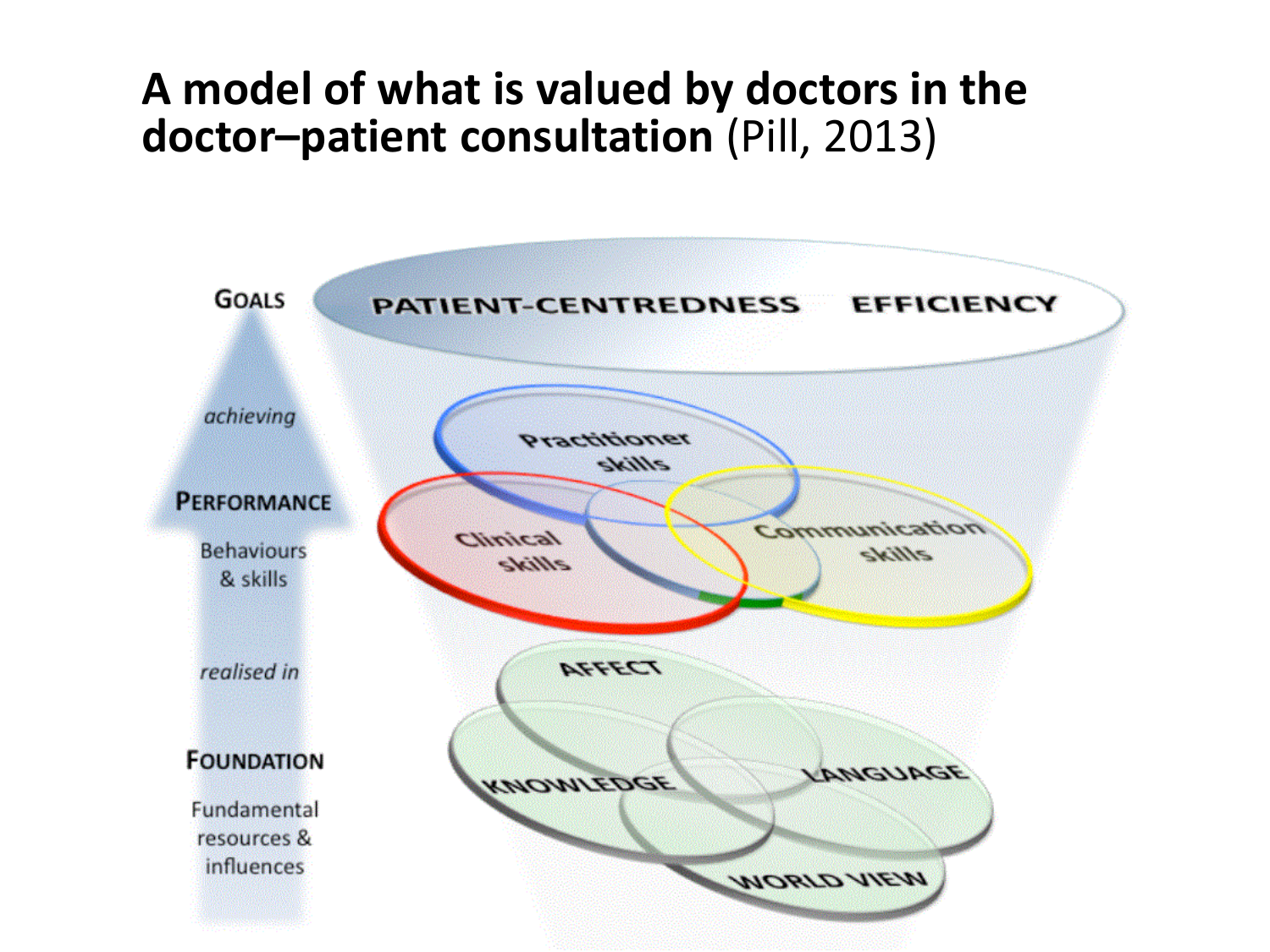# A model of what is valued by doctors in the doctor–patient consultation (Pill, 2013)

**GOALS**

PATIENT-CENTREDNESS EFFICIENCY

*achieving*

**PERFORMANCE**

Behaviours & skills

Practitioner skills

Clinical skills

Communication skills

*realised in*

**FOUNDATION**

Fundamental resources & influences

AFFECT

KNOWLEDGE

LANGUAGE

WORLD VIEW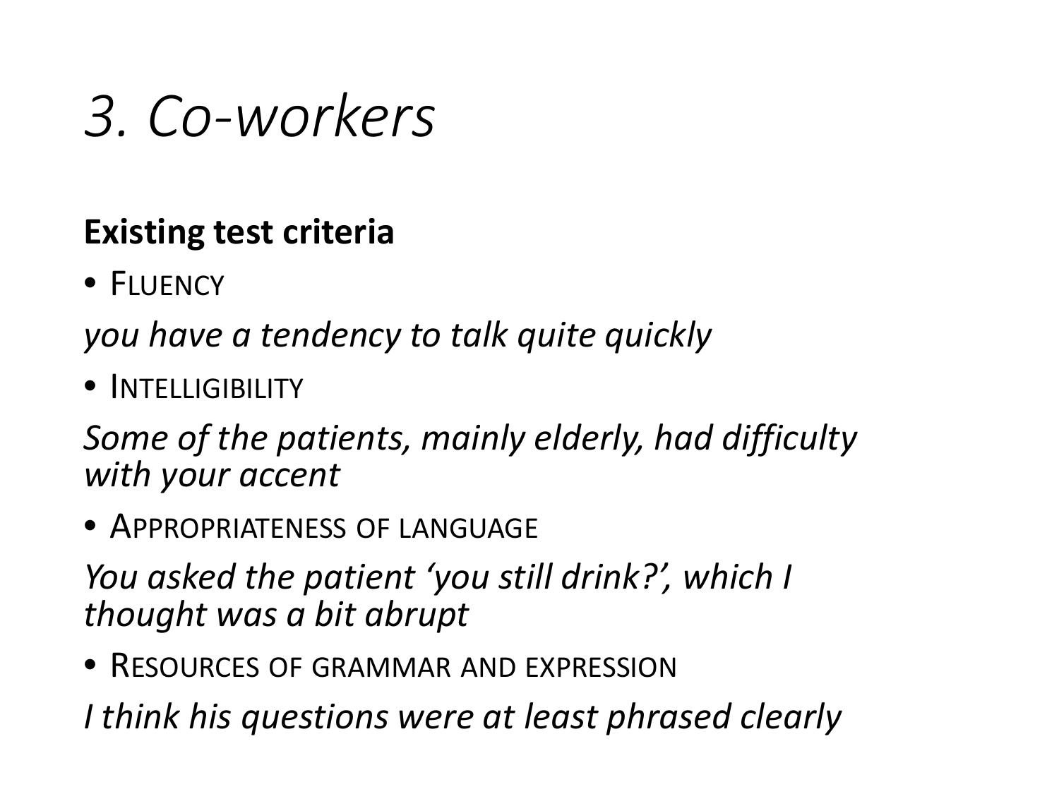# *3. Co-workers*

**Existing test criteria**

- FLUENCY

*you have a tendency to talk quite quickly*

- INTELLIGIBILITY

*Some of the patients, mainly elderly, had difficulty with your accent*

- APPROPRIATENESS OF LANGUAGE

*You asked the patient 'you still drink?', which I thought was a bit abrupt*

- RESOURCES OF GRAMMAR AND EXPRESSION

*I think his questions were at least phrased clearly*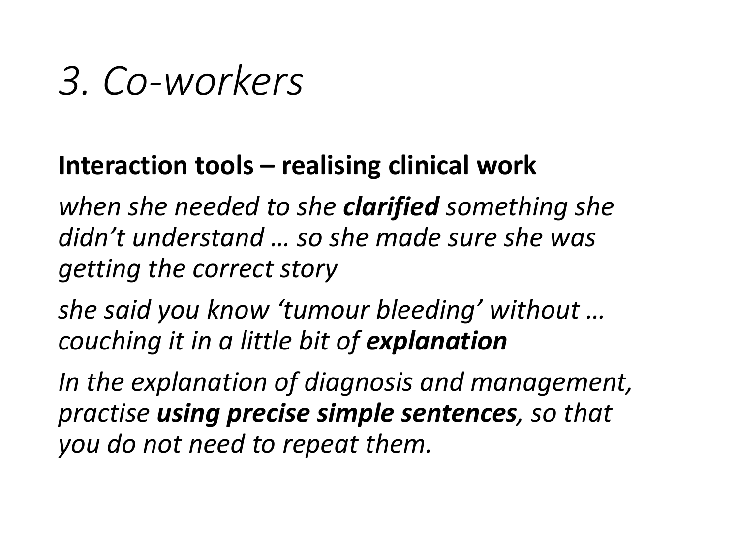# *3. Co-workers*

**Interaction tools – realising clinical work**

*when she needed to she* ***clarified*** *something she didn't understand … so she made sure she was getting the correct story*

*she said you know 'tumour bleeding' without … couching it in a little bit of* ***explanation***

*In the explanation of diagnosis and management, practise* ***using precise simple sentences****, so that you do not need to repeat them.*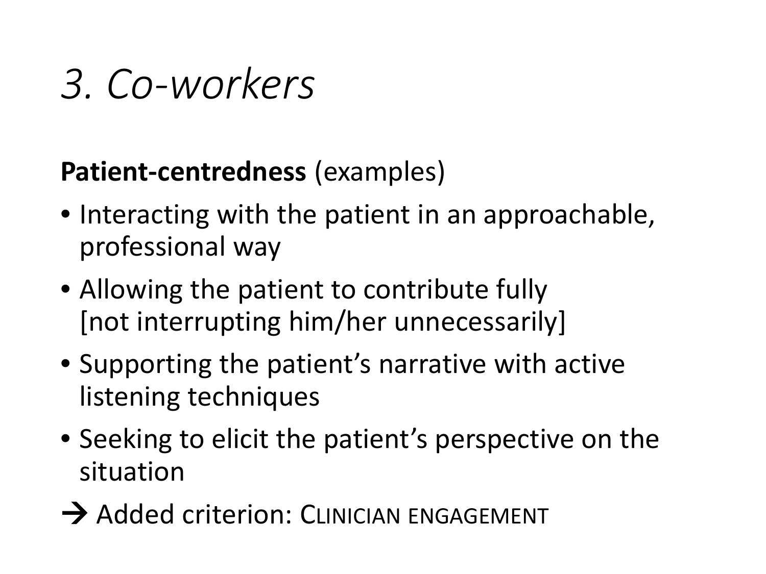# *3. Co-workers*

**Patient-centredness** (examples)

- Interacting with the patient in an approachable, professional way
- Allowing the patient to contribute fully [not interrupting him/her unnecessarily]
- Supporting the patient's narrative with active listening techniques
- Seeking to elicit the patient's perspective on the situation

→ Added criterion: CLINICIAN ENGAGEMENT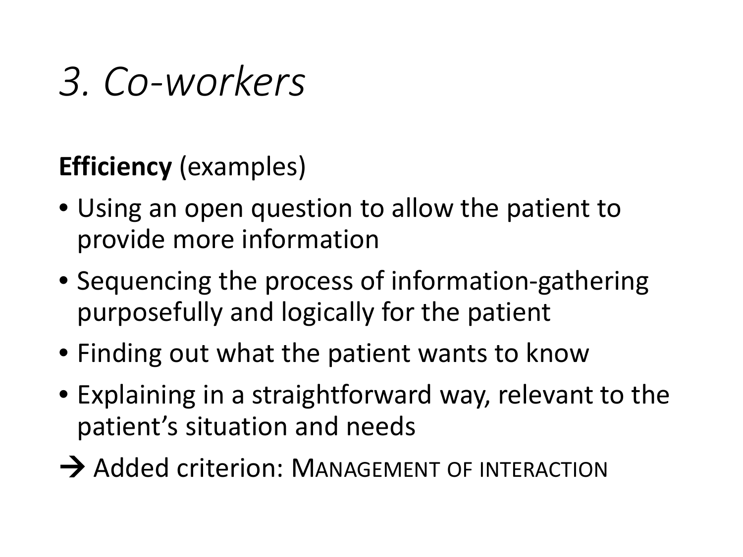# *3. Co-workers*

**Efficiency** (examples)

- Using an open question to allow the patient to provide more information
- Sequencing the process of information-gathering purposefully and logically for the patient
- Finding out what the patient wants to know
- Explaining in a straightforward way, relevant to the patient's situation and needs

→ Added criterion: MANAGEMENT OF INTERACTION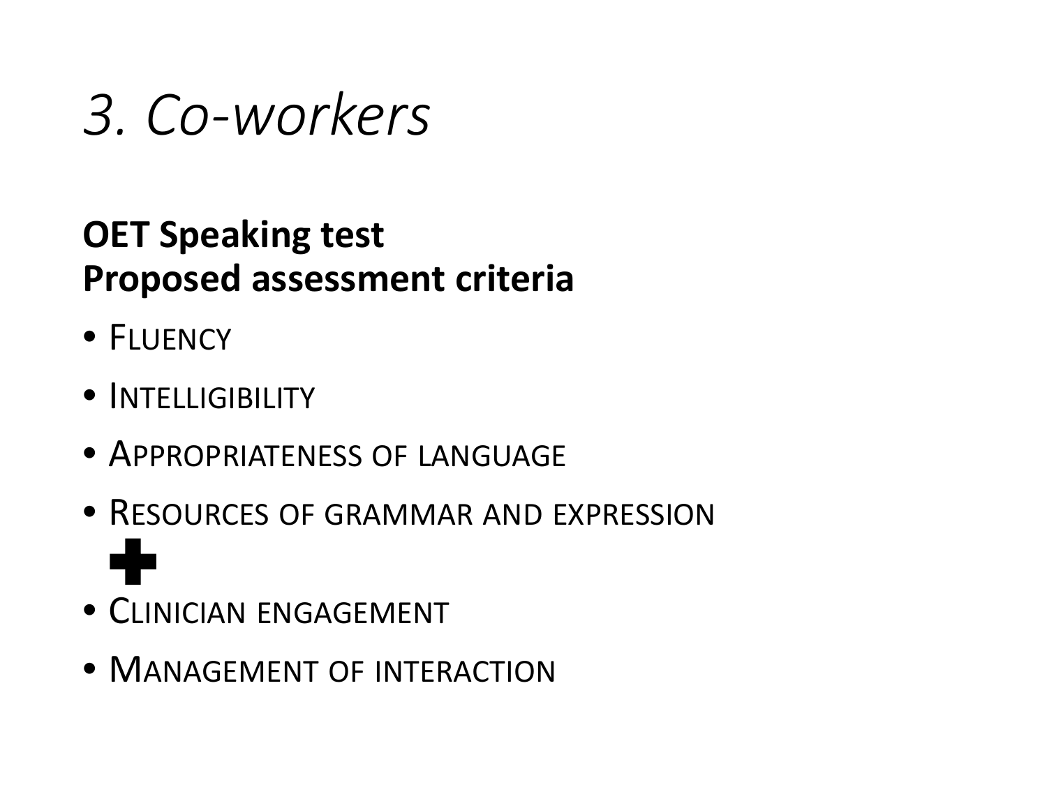# *3. Co-workers*

**OET Speaking test**
**Proposed assessment criteria**

- FLUENCY
- INTELLIGIBILITY
- APPROPRIATENESS OF LANGUAGE
- RESOURCES OF GRAMMAR AND EXPRESSION

➕

- CLINICIAN ENGAGEMENT
- MANAGEMENT OF INTERACTION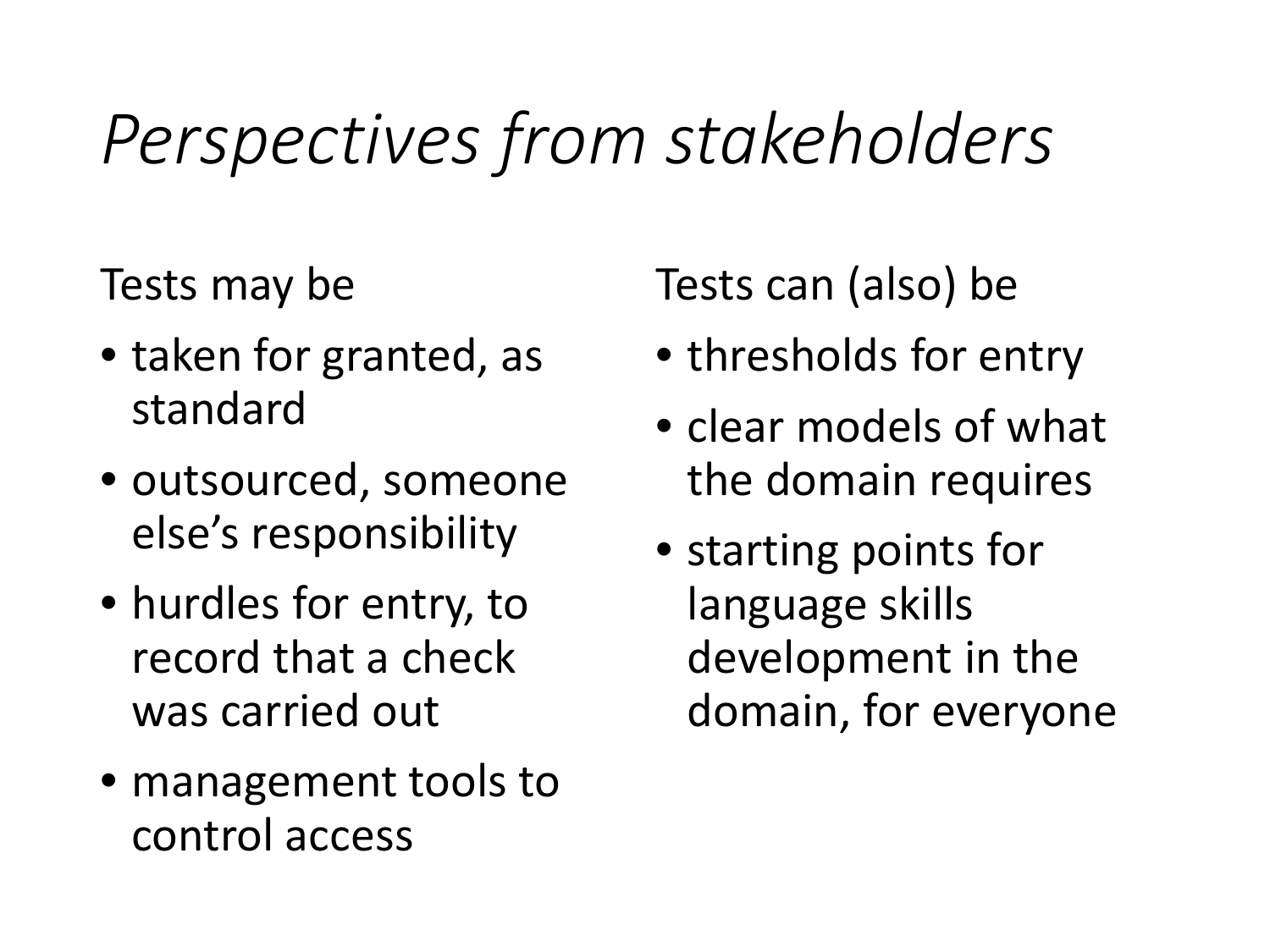# *Perspectives from stakeholders*

Tests may be

- taken for granted, as standard
- outsourced, someone else's responsibility
- hurdles for entry, to record that a check was carried out
- management tools to control access

Tests can (also) be

- thresholds for entry
- clear models of what the domain requires
- starting points for language skills development in the domain, for everyone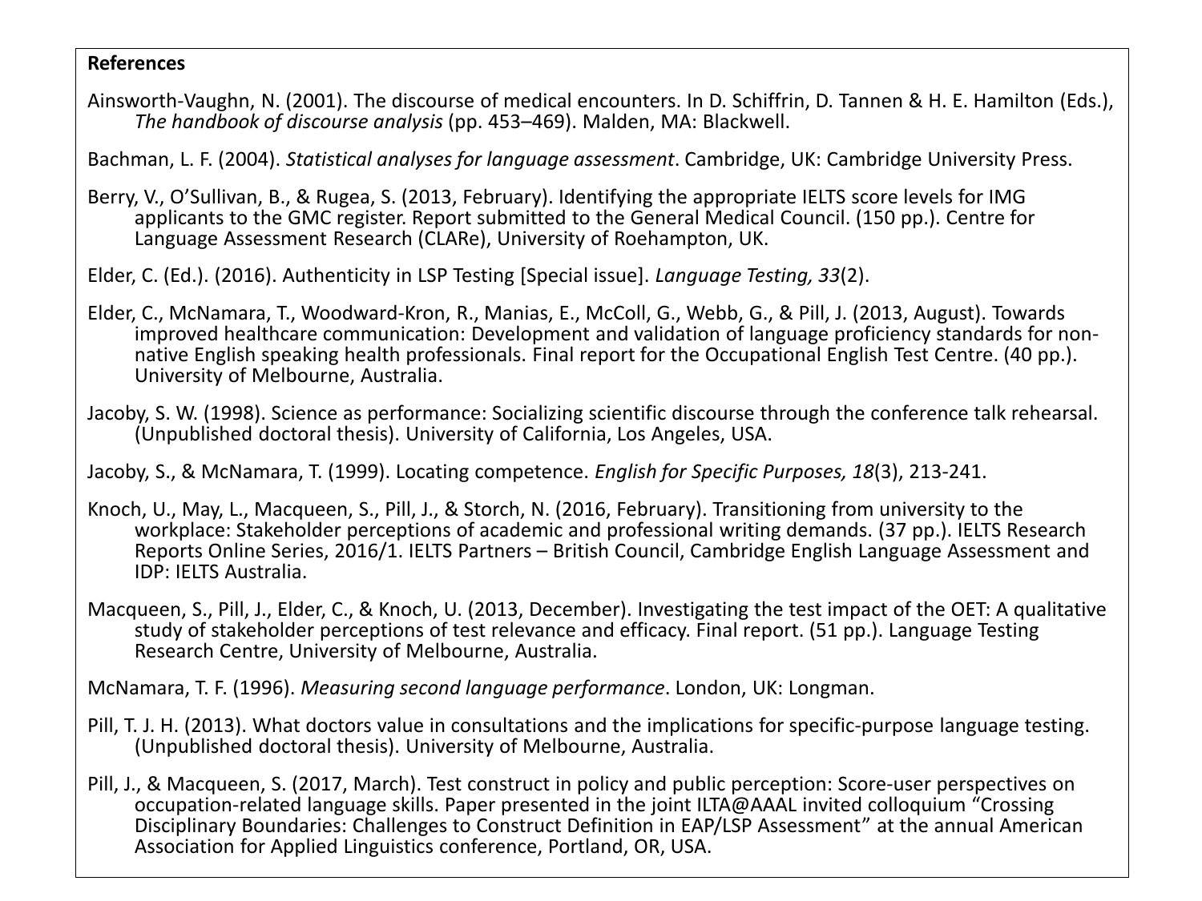**References**

Ainsworth-Vaughn, N. (2001). The discourse of medical encounters. In D. Schiffrin, D. Tannen & H. E. Hamilton (Eds.), *The handbook of discourse analysis* (pp. 453–469). Malden, MA: Blackwell.

Bachman, L. F. (2004). *Statistical analyses for language assessment*. Cambridge, UK: Cambridge University Press.

Berry, V., O'Sullivan, B., & Rugea, S. (2013, February). Identifying the appropriate IELTS score levels for IMG applicants to the GMC register. Report submitted to the General Medical Council. (150 pp.). Centre for Language Assessment Research (CLARe), University of Roehampton, UK.

Elder, C. (Ed.). (2016). Authenticity in LSP Testing [Special issue]. *Language Testing, 33*(2).

Elder, C., McNamara, T., Woodward-Kron, R., Manias, E., McColl, G., Webb, G., & Pill, J. (2013, August). Towards improved healthcare communication: Development and validation of language proficiency standards for non-native English speaking health professionals. Final report for the Occupational English Test Centre. (40 pp.). University of Melbourne, Australia.

Jacoby, S. W. (1998). Science as performance: Socializing scientific discourse through the conference talk rehearsal. (Unpublished doctoral thesis). University of California, Los Angeles, USA.

Jacoby, S., & McNamara, T. (1999). Locating competence. *English for Specific Purposes, 18*(3), 213-241.

Knoch, U., May, L., Macqueen, S., Pill, J., & Storch, N. (2016, February). Transitioning from university to the workplace: Stakeholder perceptions of academic and professional writing demands. (37 pp.). IELTS Research Reports Online Series, 2016/1. IELTS Partners – British Council, Cambridge English Language Assessment and IDP: IELTS Australia.

Macqueen, S., Pill, J., Elder, C., & Knoch, U. (2013, December). Investigating the test impact of the OET: A qualitative study of stakeholder perceptions of test relevance and efficacy. Final report. (51 pp.). Language Testing Research Centre, University of Melbourne, Australia.

McNamara, T. F. (1996). *Measuring second language performance*. London, UK: Longman.

Pill, T. J. H. (2013). What doctors value in consultations and the implications for specific-purpose language testing. (Unpublished doctoral thesis). University of Melbourne, Australia.

Pill, J., & Macqueen, S. (2017, March). Test construct in policy and public perception: Score-user perspectives on occupation-related language skills. Paper presented in the joint ILTA@AAAL invited colloquium "Crossing Disciplinary Boundaries: Challenges to Construct Definition in EAP/LSP Assessment" at the annual American Association for Applied Linguistics conference, Portland, OR, USA.